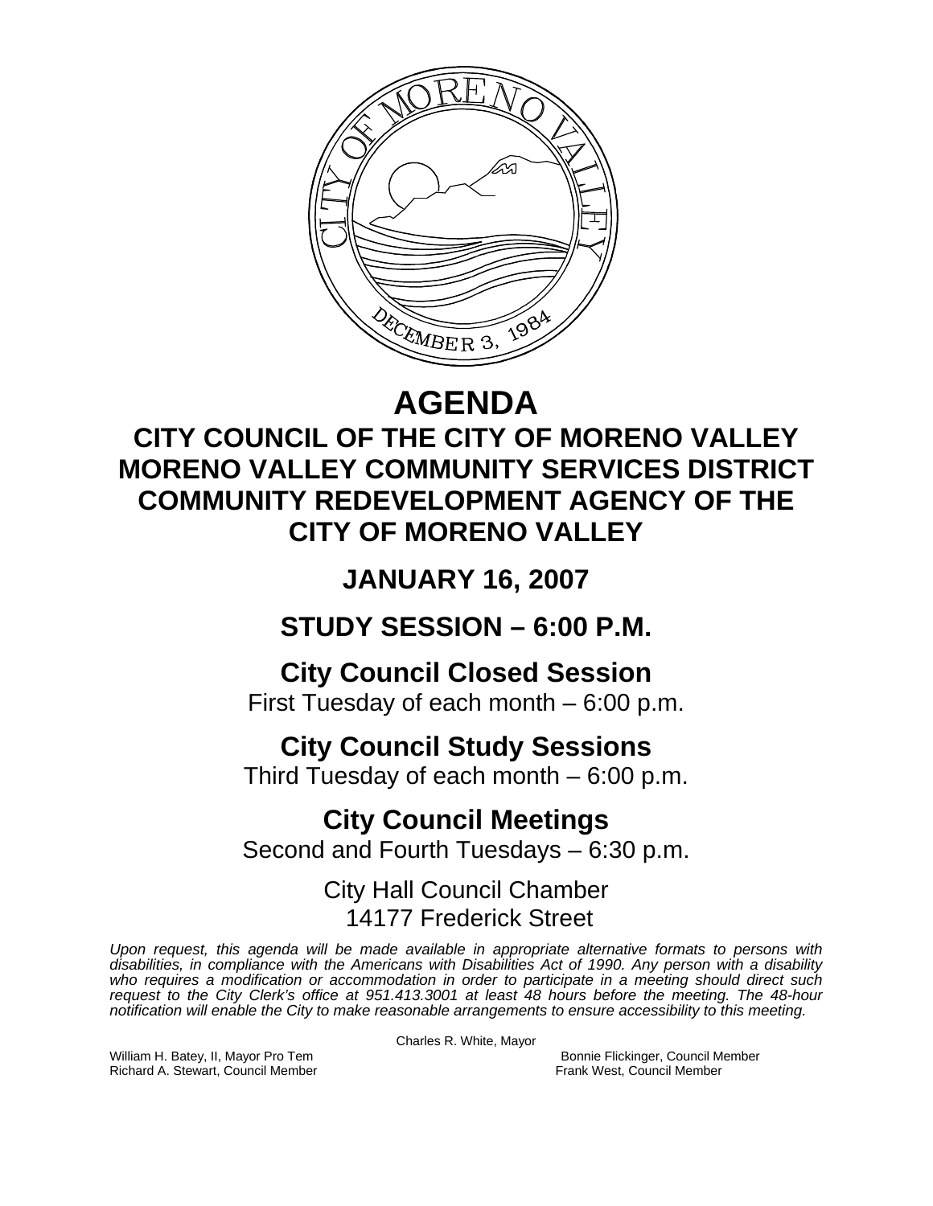# AGENDA

## CITY COUNCIL OF THE CITY OF MORENO VALLEY
## MORENO VALLEY COMMUNITY SERVICES DISTRICT
## COMMUNITY REDEVELOPMENT AGENCY OF THE CITY OF MORENO VALLEY

## JANUARY 16, 2007

## STUDY SESSION – 6:00 P.M.

### City Council Closed Session

First Tuesday of each month – 6:00 p.m.

### City Council Study Sessions

Third Tuesday of each month – 6:00 p.m.

### City Council Meetings

Second and Fourth Tuesdays – 6:30 p.m.

City Hall Council Chamber
14177 Frederick Street

*Upon request, this agenda will be made available in appropriate alternative formats to persons with disabilities, in compliance with the Americans with Disabilities Act of 1990. Any person with a disability who requires a modification or accommodation in order to participate in a meeting should direct such request to the City Clerk's office at 951.413.3001 at least 48 hours before the meeting. The 48-hour notification will enable the City to make reasonable arrangements to ensure accessibility to this meeting.*

Charles R. White, Mayor

William H. Batey, II, Mayor Pro Tem
Bonnie Flickinger, Council Member
Richard A. Stewart, Council Member
Frank West, Council Member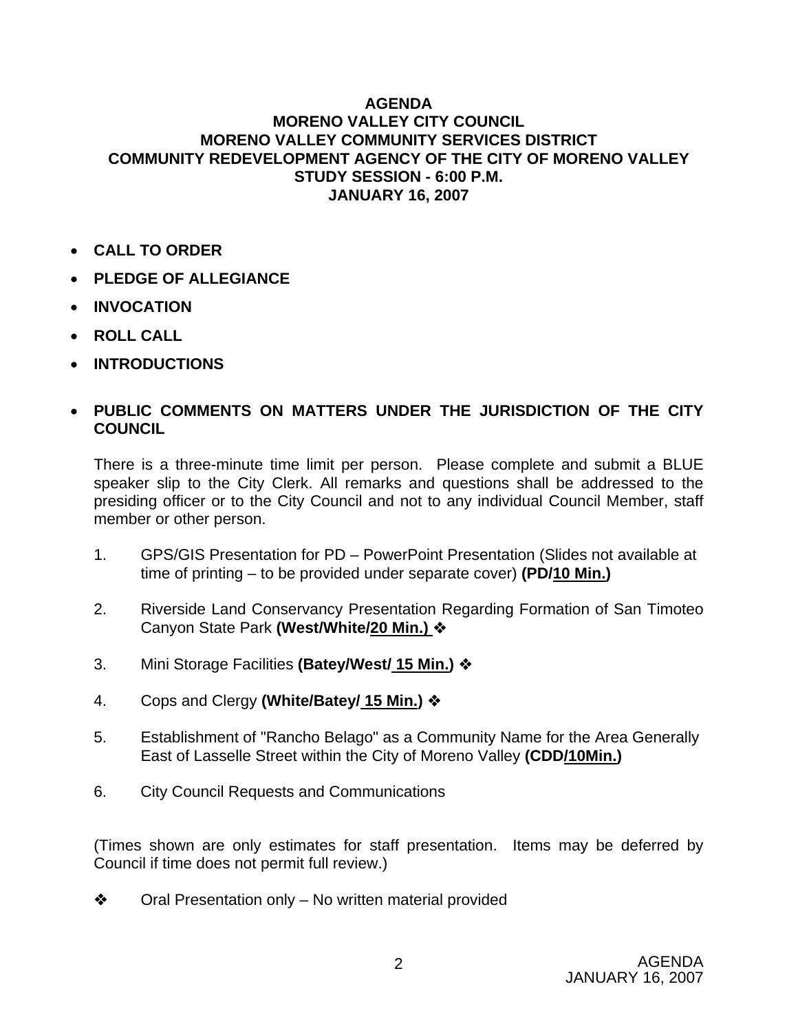**AGENDA**
**MORENO VALLEY CITY COUNCIL**
**MORENO VALLEY COMMUNITY SERVICES DISTRICT**
**COMMUNITY REDEVELOPMENT AGENCY OF THE CITY OF MORENO VALLEY**
**STUDY SESSION - 6:00 P.M.**
**JANUARY 16, 2007**

- **CALL TO ORDER**
- **PLEDGE OF ALLEGIANCE**
- **INVOCATION**
- **ROLL CALL**
- **INTRODUCTIONS**

- **PUBLIC COMMENTS ON MATTERS UNDER THE JURISDICTION OF THE CITY COUNCIL**

  There is a three-minute time limit per person. Please complete and submit a BLUE speaker slip to the City Clerk. All remarks and questions shall be addressed to the presiding officer or to the City Council and not to any individual Council Member, staff member or other person.

1. GPS/GIS Presentation for PD – PowerPoint Presentation (Slides not available at time of printing – to be provided under separate cover) **(PD/10 Min.)**

2. Riverside Land Conservancy Presentation Regarding Formation of San Timoteo Canyon State Park **(West/White/20 Min.)** ❖

3. Mini Storage Facilities **(Batey/West/ 15 Min.)** ❖

4. Cops and Clergy **(White/Batey/ 15 Min.)** ❖

5. Establishment of "Rancho Belago" as a Community Name for the Area Generally East of Lasselle Street within the City of Moreno Valley **(CDD/10Min.)**

6. City Council Requests and Communications

(Times shown are only estimates for staff presentation. Items may be deferred by Council if time does not permit full review.)

❖ Oral Presentation only – No written material provided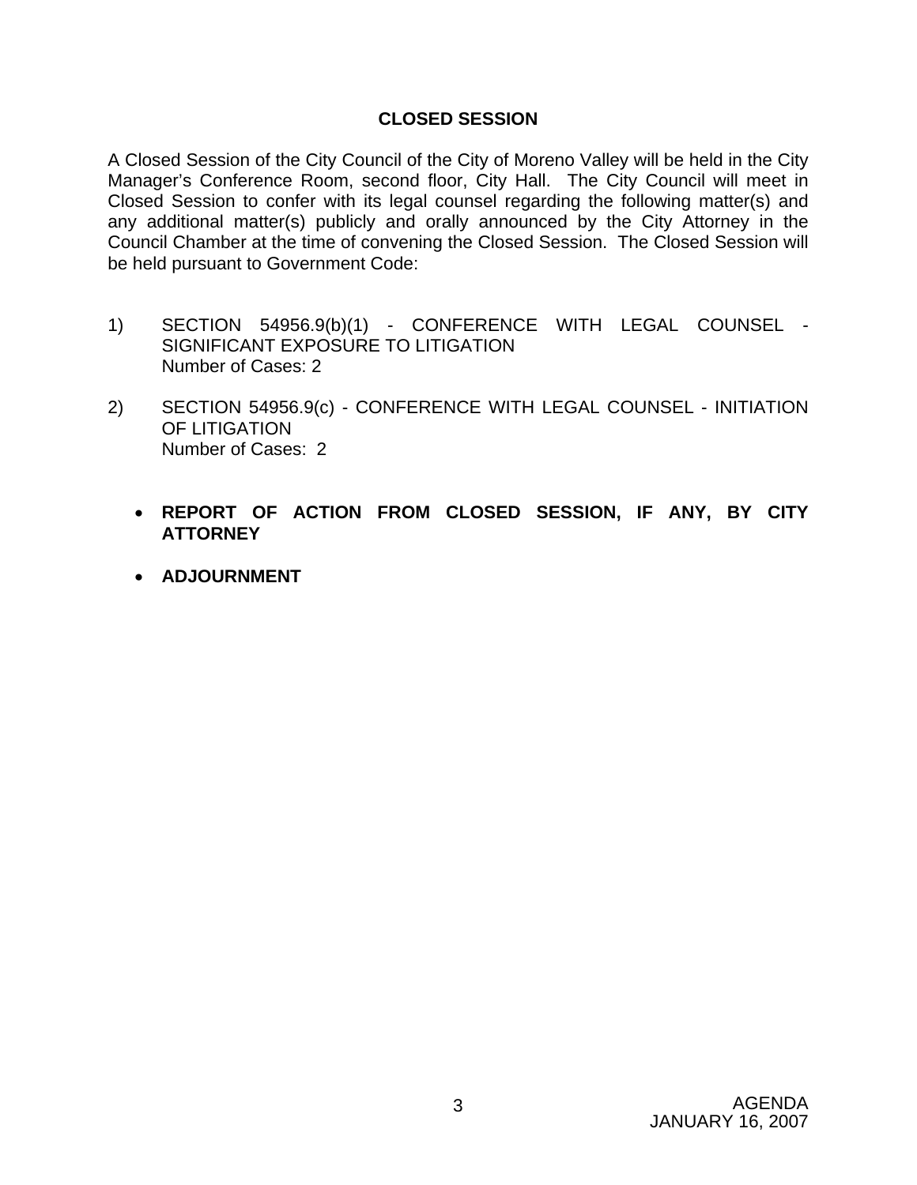## CLOSED SESSION

A Closed Session of the City Council of the City of Moreno Valley will be held in the City Manager's Conference Room, second floor, City Hall. The City Council will meet in Closed Session to confer with its legal counsel regarding the following matter(s) and any additional matter(s) publicly and orally announced by the City Attorney in the Council Chamber at the time of convening the Closed Session. The Closed Session will be held pursuant to Government Code:

1) SECTION 54956.9(b)(1) - CONFERENCE WITH LEGAL COUNSEL - SIGNIFICANT EXPOSURE TO LITIGATION
   Number of Cases: 2

2) SECTION 54956.9(c) - CONFERENCE WITH LEGAL COUNSEL - INITIATION OF LITIGATION
   Number of Cases: 2

- **REPORT OF ACTION FROM CLOSED SESSION, IF ANY, BY CITY ATTORNEY**
- **ADJOURNMENT**